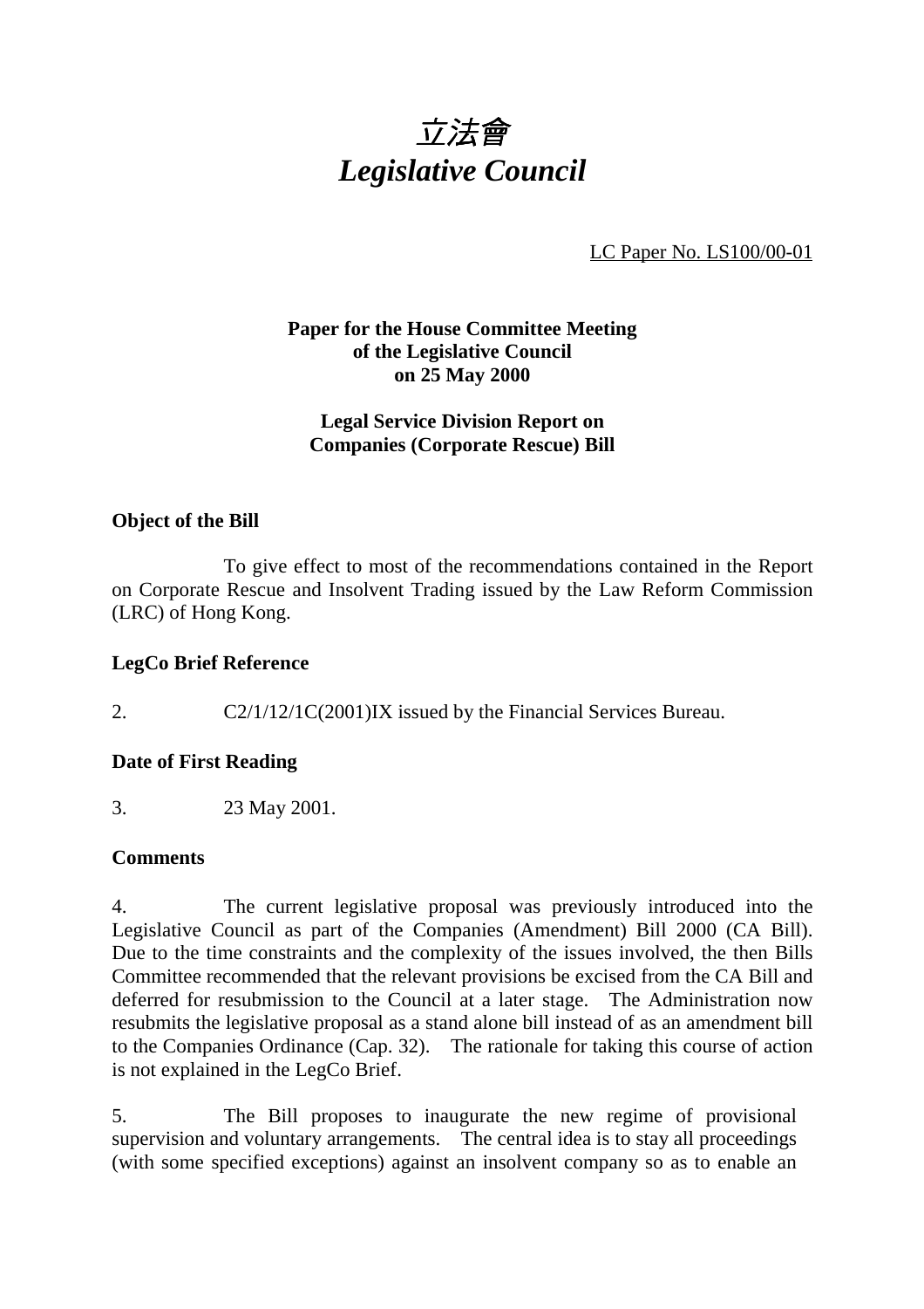# 立法會
# *Legislative Council*

LC Paper No. LS100/00-01

**Paper for the House Committee Meeting of the Legislative Council on 25 May 2000**

**Legal Service Division Report on Companies (Corporate Rescue) Bill**

**Object of the Bill**

To give effect to most of the recommendations contained in the Report on Corporate Rescue and Insolvent Trading issued by the Law Reform Commission (LRC) of Hong Kong.

**LegCo Brief Reference**

2. C2/1/12/1C(2001)IX issued by the Financial Services Bureau.

**Date of First Reading**

3. 23 May 2001.

**Comments**

4. The current legislative proposal was previously introduced into the Legislative Council as part of the Companies (Amendment) Bill 2000 (CA Bill). Due to the time constraints and the complexity of the issues involved, the then Bills Committee recommended that the relevant provisions be excised from the CA Bill and deferred for resubmission to the Council at a later stage. The Administration now resubmits the legislative proposal as a stand alone bill instead of as an amendment bill to the Companies Ordinance (Cap. 32). The rationale for taking this course of action is not explained in the LegCo Brief.

5. The Bill proposes to inaugurate the new regime of provisional supervision and voluntary arrangements. The central idea is to stay all proceedings (with some specified exceptions) against an insolvent company so as to enable an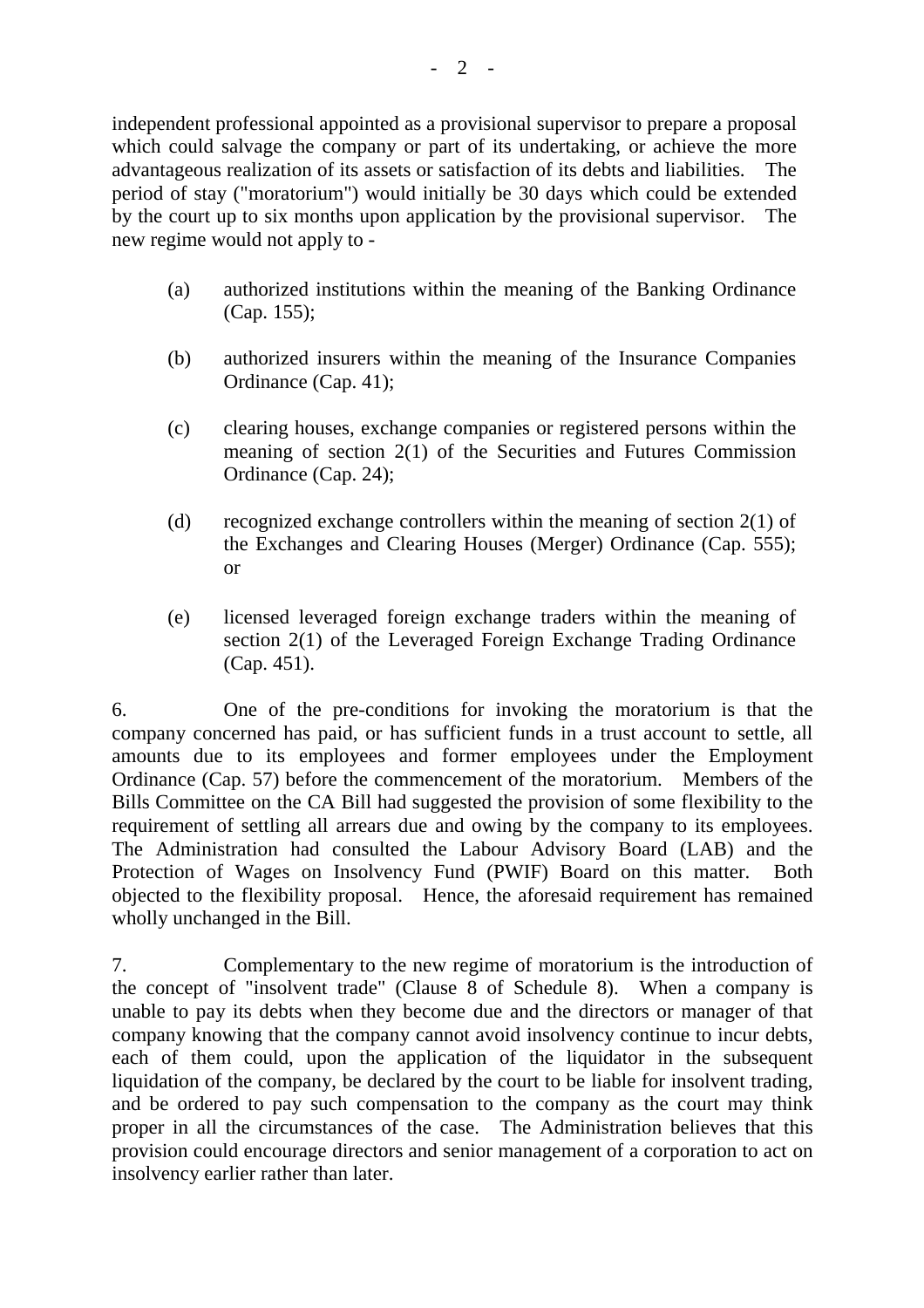independent professional appointed as a provisional supervisor to prepare a proposal which could salvage the company or part of its undertaking, or achieve the more advantageous realization of its assets or satisfaction of its debts and liabilities. The period of stay ("moratorium") would initially be 30 days which could be extended by the court up to six months upon application by the provisional supervisor. The new regime would not apply to -

(a) authorized institutions within the meaning of the Banking Ordinance (Cap. 155);

(b) authorized insurers within the meaning of the Insurance Companies Ordinance (Cap. 41);

(c) clearing houses, exchange companies or registered persons within the meaning of section 2(1) of the Securities and Futures Commission Ordinance (Cap. 24);

(d) recognized exchange controllers within the meaning of section 2(1) of the Exchanges and Clearing Houses (Merger) Ordinance (Cap. 555); or

(e) licensed leveraged foreign exchange traders within the meaning of section 2(1) of the Leveraged Foreign Exchange Trading Ordinance (Cap. 451).

6. One of the pre-conditions for invoking the moratorium is that the company concerned has paid, or has sufficient funds in a trust account to settle, all amounts due to its employees and former employees under the Employment Ordinance (Cap. 57) before the commencement of the moratorium. Members of the Bills Committee on the CA Bill had suggested the provision of some flexibility to the requirement of settling all arrears due and owing by the company to its employees. The Administration had consulted the Labour Advisory Board (LAB) and the Protection of Wages on Insolvency Fund (PWIF) Board on this matter. Both objected to the flexibility proposal. Hence, the aforesaid requirement has remained wholly unchanged in the Bill.

7. Complementary to the new regime of moratorium is the introduction of the concept of "insolvent trade" (Clause 8 of Schedule 8). When a company is unable to pay its debts when they become due and the directors or manager of that company knowing that the company cannot avoid insolvency continue to incur debts, each of them could, upon the application of the liquidator in the subsequent liquidation of the company, be declared by the court to be liable for insolvent trading, and be ordered to pay such compensation to the company as the court may think proper in all the circumstances of the case. The Administration believes that this provision could encourage directors and senior management of a corporation to act on insolvency earlier rather than later.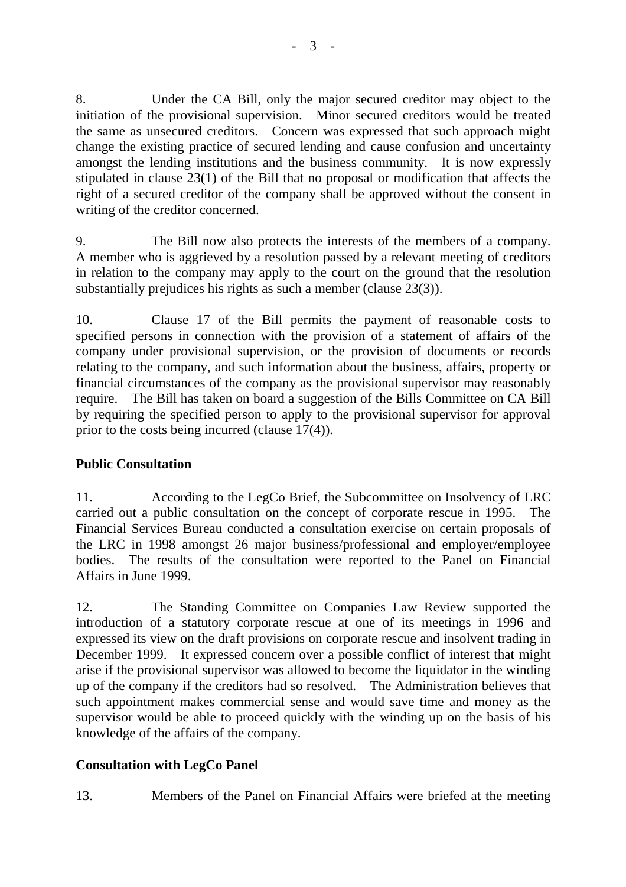8. Under the CA Bill, only the major secured creditor may object to the initiation of the provisional supervision. Minor secured creditors would be treated the same as unsecured creditors. Concern was expressed that such approach might change the existing practice of secured lending and cause confusion and uncertainty amongst the lending institutions and the business community. It is now expressly stipulated in clause 23(1) of the Bill that no proposal or modification that affects the right of a secured creditor of the company shall be approved without the consent in writing of the creditor concerned.

9. The Bill now also protects the interests of the members of a company. A member who is aggrieved by a resolution passed by a relevant meeting of creditors in relation to the company may apply to the court on the ground that the resolution substantially prejudices his rights as such a member (clause 23(3)).

10. Clause 17 of the Bill permits the payment of reasonable costs to specified persons in connection with the provision of a statement of affairs of the company under provisional supervision, or the provision of documents or records relating to the company, and such information about the business, affairs, property or financial circumstances of the company as the provisional supervisor may reasonably require. The Bill has taken on board a suggestion of the Bills Committee on CA Bill by requiring the specified person to apply to the provisional supervisor for approval prior to the costs being incurred (clause 17(4)).

**Public Consultation**

11. According to the LegCo Brief, the Subcommittee on Insolvency of LRC carried out a public consultation on the concept of corporate rescue in 1995. The Financial Services Bureau conducted a consultation exercise on certain proposals of the LRC in 1998 amongst 26 major business/professional and employer/employee bodies. The results of the consultation were reported to the Panel on Financial Affairs in June 1999.

12. The Standing Committee on Companies Law Review supported the introduction of a statutory corporate rescue at one of its meetings in 1996 and expressed its view on the draft provisions on corporate rescue and insolvent trading in December 1999. It expressed concern over a possible conflict of interest that might arise if the provisional supervisor was allowed to become the liquidator in the winding up of the company if the creditors had so resolved. The Administration believes that such appointment makes commercial sense and would save time and money as the supervisor would be able to proceed quickly with the winding up on the basis of his knowledge of the affairs of the company.

**Consultation with LegCo Panel**

13. Members of the Panel on Financial Affairs were briefed at the meeting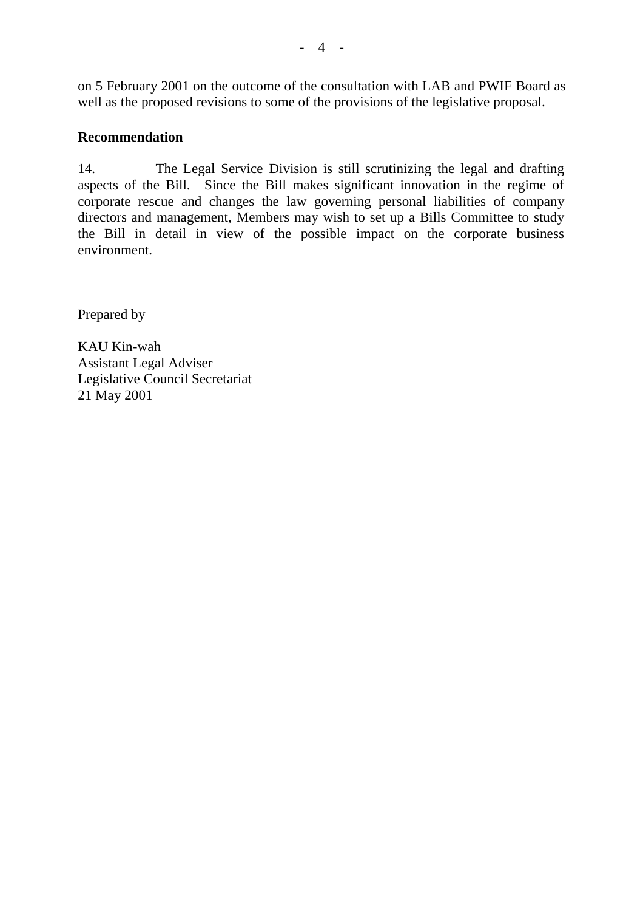on 5 February 2001 on the outcome of the consultation with LAB and PWIF Board as well as the proposed revisions to some of the provisions of the legislative proposal.

**Recommendation**

14. The Legal Service Division is still scrutinizing the legal and drafting aspects of the Bill. Since the Bill makes significant innovation in the regime of corporate rescue and changes the law governing personal liabilities of company directors and management, Members may wish to set up a Bills Committee to study the Bill in detail in view of the possible impact on the corporate business environment.

Prepared by

KAU Kin-wah
Assistant Legal Adviser
Legislative Council Secretariat
21 May 2001